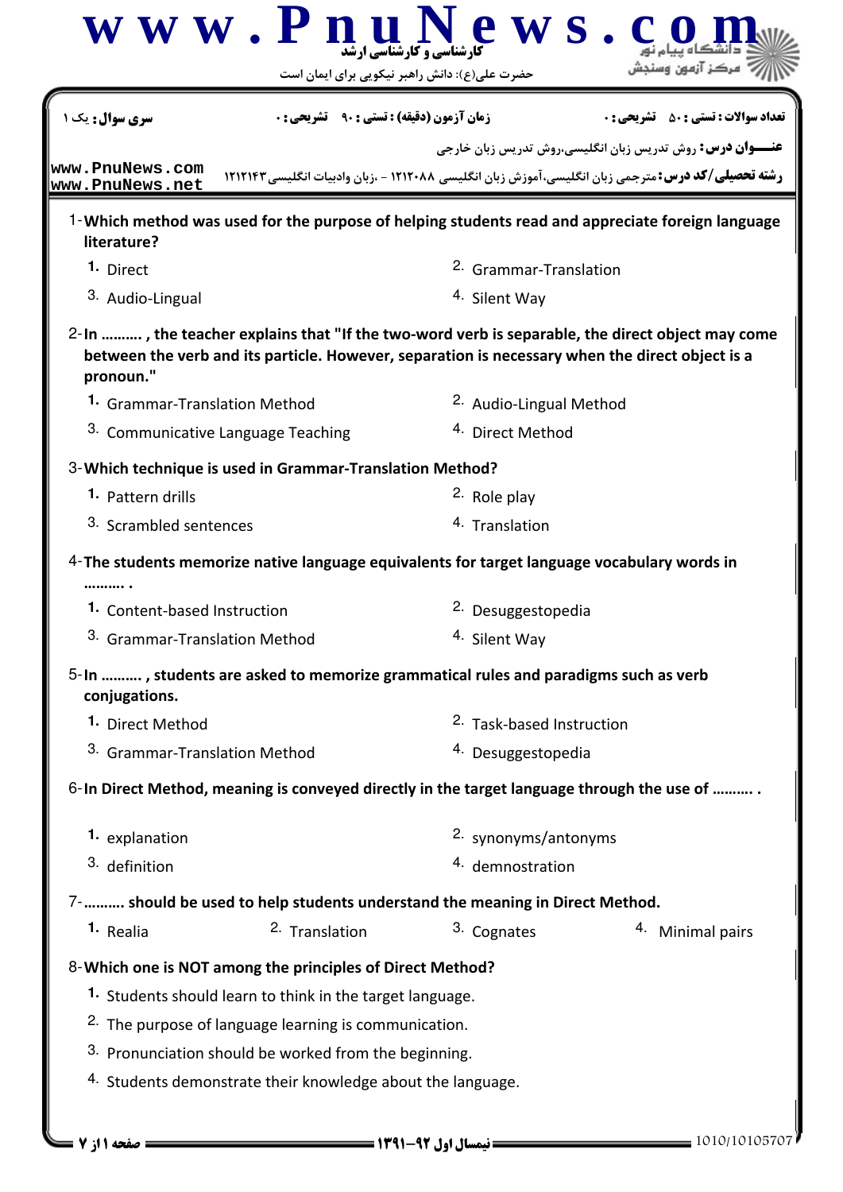**سری سوال:** یک ۱

**زمان آزمون (دقیقه) : تستی : ۹۰ تشریحی : ۰**

**تعداد سوالات : تستی : ۵۰ تشریحی : ۰**

**عنـــوان درس:** روش تدریس زبان انگلیسی،روش تدریس زبان خارجی

**رشته تحصیلی/کد درس:** مترجمی زبان انگلیسی،آموزش زبان انگلیسی ۱۲۱۲۰۸۸ - ،زبان وادبیات انگلیسی ۱۲۱۲۱۴۳

1-**Which method was used for the purpose of helping students read and appreciate foreign language literature?**

1. Direct
2. Grammar-Translation
3. Audio-Lingual
4. Silent Way

2-**In .......... , the teacher explains that "If the two-word verb is separable, the direct object may come between the verb and its particle. However, separation is necessary when the direct object is a pronoun."**

1. Grammar-Translation Method
2. Audio-Lingual Method
3. Communicative Language Teaching
4. Direct Method

3-**Which technique is used in Grammar-Translation Method?**

1. Pattern drills
2. Role play
3. Scrambled sentences
4. Translation

4-**The students memorize native language equivalents for target language vocabulary words in .......... .**

1. Content-based Instruction
2. Desuggestopedia
3. Grammar-Translation Method
4. Silent Way

5-**In .......... , students are asked to memorize grammatical rules and paradigms such as verb conjugations.**

1. Direct Method
2. Task-based Instruction
3. Grammar-Translation Method
4. Desuggestopedia

6-**In Direct Method, meaning is conveyed directly in the target language through the use of .......... .**

1. explanation
2. synonyms/antonyms
3. definition
4. demnostration

7-**.......... should be used to help students understand the meaning in Direct Method.**

1. Realia
2. Translation
3. Cognates
4. Minimal pairs

8-**Which one is NOT among the principles of Direct Method?**

1. Students should learn to think in the target language.
2. The purpose of language learning is communication.
3. Pronunciation should be worked from the beginning.
4. Students demonstrate their knowledge about the language.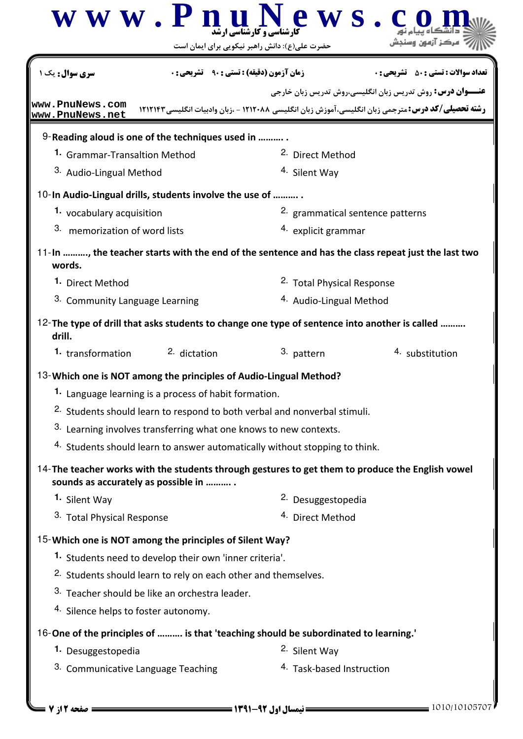| سری سوال: یک ۱ | زمان آزمون (دقیقه) : تستی : ۹۰ تشریحی : ۰ | تعداد سوالات : تستی : ۵۰ تشریحی : ۰ |
|---|---|---|

**عنـــوان درس:** روش تدریس زبان انگلیسی،روش تدریس زبان خارجی

**رشته تحصیلی/کد درس:** مترجمی زبان انگلیسی،آموزش زبان انگلیسی ۱۲۱۲۰۸۸ - ،زبان وادبیات انگلیسی ۱۲۱۲۱۴۳

www.PnuNews.com
www.PnuNews.net

9- **Reading aloud is one of the techniques used in ………. .**

1. Grammar-Transaltion Method
2. Direct Method
3. Audio-Lingual Method
4. Silent Way

10- **In Audio-Lingual drills, students involve the use of ………. .**

1. vocabulary acquisition
2. grammatical sentence patterns
3. memorization of word lists
4. explicit grammar

11- **In ………., the teacher starts with the end of the sentence and has the class repeat just the last two words.**

1. Direct Method
2. Total Physical Response
3. Community Language Learning
4. Audio-Lingual Method

12- **The type of drill that asks students to change one type of sentence into another is called ………. drill.**

1. transformation
2. dictation
3. pattern
4. substitution

13- **Which one is NOT among the principles of Audio-Lingual Method?**

1. Language learning is a process of habit formation.
2. Students should learn to respond to both verbal and nonverbal stimuli.
3. Learning involves transferring what one knows to new contexts.
4. Students should learn to answer automatically without stopping to think.

14- **The teacher works with the students through gestures to get them to produce the English vowel sounds as accurately as possible in ………. .**

1. Silent Way
2. Desuggestopedia
3. Total Physical Response
4. Direct Method

15- **Which one is NOT among the principles of Silent Way?**

1. Students need to develop their own 'inner criteria'.
2. Students should learn to rely on each other and themselves.
3. Teacher should be like an orchestra leader.
4. Silence helps to foster autonomy.

16- **One of the principles of ………. is that 'teaching should be subordinated to learning.'**

1. Desuggestopedia
2. Silent Way
3. Communicative Language Teaching
4. Task-based Instruction

نیمسال اول ۹۲-۱۳۹۱

1010/10105707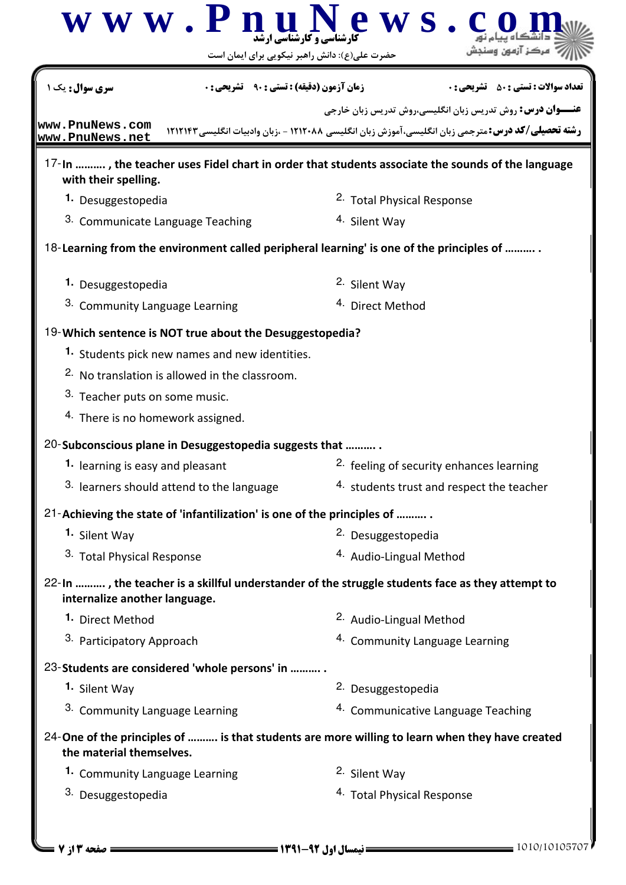سری سوال: یک ۱

زمان آزمون (دقیقه) : تستی : ۹۰ تشریحی : ۰

تعداد سوالات : تستی : ۵۰ تشریحی : ۰

**عنـــوان درس:** روش تدریس زبان انگلیسی،روش تدریس زبان خارجی

**رشته تحصیلی/کد درس:** مترجمی زبان انگلیسی،آموزش زبان انگلیسی ۱۲۱۲۰۸۸ - ،زبان وادبیات انگلیسی ۱۲۱۲۱۴۳

17- **In .......... , the teacher uses Fidel chart in order that students associate the sounds of the language with their spelling.**

1. Desuggestopedia
2. Total Physical Response
3. Communicate Language Teaching
4. Silent Way

18- **Learning from the environment called peripheral learning' is one of the principles of .......... .**

1. Desuggestopedia
2. Silent Way
3. Community Language Learning
4. Direct Method

19- **Which sentence is NOT true about the Desuggestopedia?**

1. Students pick new names and new identities.
2. No translation is allowed in the classroom.
3. Teacher puts on some music.
4. There is no homework assigned.

20- **Subconscious plane in Desuggestopedia suggests that .......... .**

1. learning is easy and pleasant
2. feeling of security enhances learning
3. learners should attend to the language
4. students trust and respect the teacher

21- **Achieving the state of 'infantilization' is one of the principles of .......... .**

1. Silent Way
2. Desuggestopedia
3. Total Physical Response
4. Audio-Lingual Method

22- **In .......... , the teacher is a skillful understander of the struggle students face as they attempt to internalize another language.**

1. Direct Method
2. Audio-Lingual Method
3. Participatory Approach
4. Community Language Learning

23- **Students are considered 'whole persons' in .......... .**

1. Silent Way
2. Desuggestopedia
3. Community Language Learning
4. Communicative Language Teaching

24- **One of the principles of .......... is that students are more willing to learn when they have created the material themselves.**

1. Community Language Learning
2. Silent Way
3. Desuggestopedia
4. Total Physical Response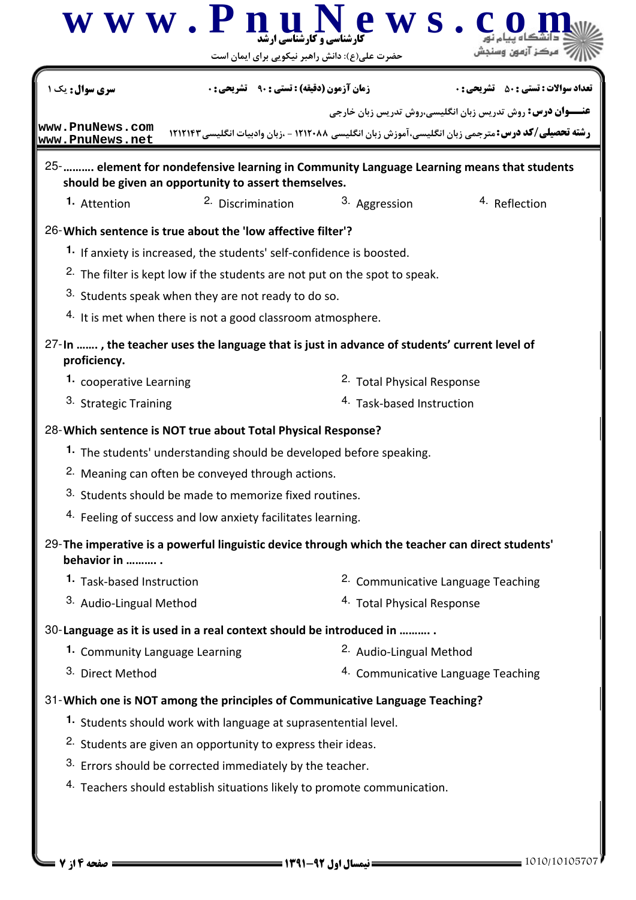25-.......... element for nondefensive learning in Community Language Learning means that students should be given an opportunity to assert themselves.

1. Attention
2. Discrimination
3. Aggression
4. Reflection

26-Which sentence is true about the 'low affective filter'?

1. If anxiety is increased, the students' self-confidence is boosted.
2. The filter is kept low if the students are not put on the spot to speak.
3. Students speak when they are not ready to do so.
4. It is met when there is not a good classroom atmosphere.

27-In ....... , the teacher uses the language that is just in advance of students' current level of proficiency.

1. cooperative Learning
2. Total Physical Response
3. Strategic Training
4. Task-based Instruction

28-Which sentence is NOT true about Total Physical Response?

1. The students' understanding should be developed before speaking.
2. Meaning can often be conveyed through actions.
3. Students should be made to memorize fixed routines.
4. Feeling of success and low anxiety facilitates learning.

29-The imperative is a powerful linguistic device through which the teacher can direct students' behavior in .......... .

1. Task-based Instruction
2. Communicative Language Teaching
3. Audio-Lingual Method
4. Total Physical Response

30-Language as it is used in a real context should be introduced in .......... .

1. Community Language Learning
2. Audio-Lingual Method
3. Direct Method
4. Communicative Language Teaching

31-Which one is NOT among the principles of Communicative Language Teaching?

1. Students should work with language at suprasentential level.
2. Students are given an opportunity to express their ideas.
3. Errors should be corrected immediately by the teacher.
4. Teachers should establish situations likely to promote communication.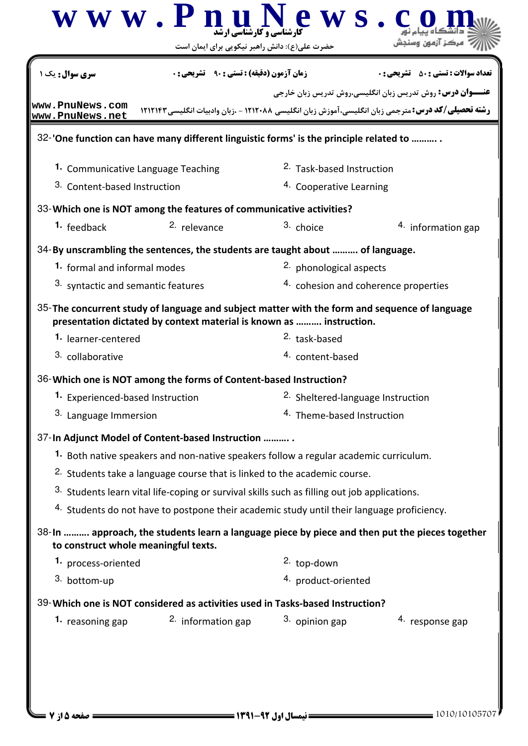سری سوال: یک ۱

زمان آزمون (دقیقه) : تستی : ۹۰ تشریحی : ۰

تعداد سوالات : تستی : ۵۰ تشریحی : ۰

عنـــوان درس: روش تدریس زبان انگلیسی،روش تدریس زبان خارجی

رشته تحصیلی/کد درس: مترجمی زبان انگلیسی،آموزش زبان انگلیسی ۱۲۱۲۰۸۸ - ،زبان وادبیات انگلیسی ۱۲۱۲۱۴۳

32- **'One function can have many different linguistic forms' is the principle related to .......... .**

1. Communicative Language Teaching
2. Task-based Instruction
3. Content-based Instruction
4. Cooperative Learning

33- **Which one is NOT among the features of communicative activities?**

1. feedback
2. relevance
3. choice
4. information gap

34- **By unscrambling the sentences, the students are taught about .......... of language.**

1. formal and informal modes
2. phonological aspects
3. syntactic and semantic features
4. cohesion and coherence properties

35- **The concurrent study of language and subject matter with the form and sequence of language presentation dictated by context material is known as .......... instruction.**

1. learner-centered
2. task-based
3. collaborative
4. content-based

36- **Which one is NOT among the forms of Content-based Instruction?**

1. Experienced-based Instruction
2. Sheltered-language Instruction
3. Language Immersion
4. Theme-based Instruction

37- **In Adjunct Model of Content-based Instruction .......... .**

1. Both native speakers and non-native speakers follow a regular academic curriculum.
2. Students take a language course that is linked to the academic course.
3. Students learn vital life-coping or survival skills such as filling out job applications.
4. Students do not have to postpone their academic study until their language proficiency.

38- **In .......... approach, the students learn a language piece by piece and then put the pieces together to construct whole meaningful texts.**

1. process-oriented
2. top-down
3. bottom-up
4. product-oriented

39- **Which one is NOT considered as activities used in Tasks-based Instruction?**

1. reasoning gap
2. information gap
3. opinion gap
4. response gap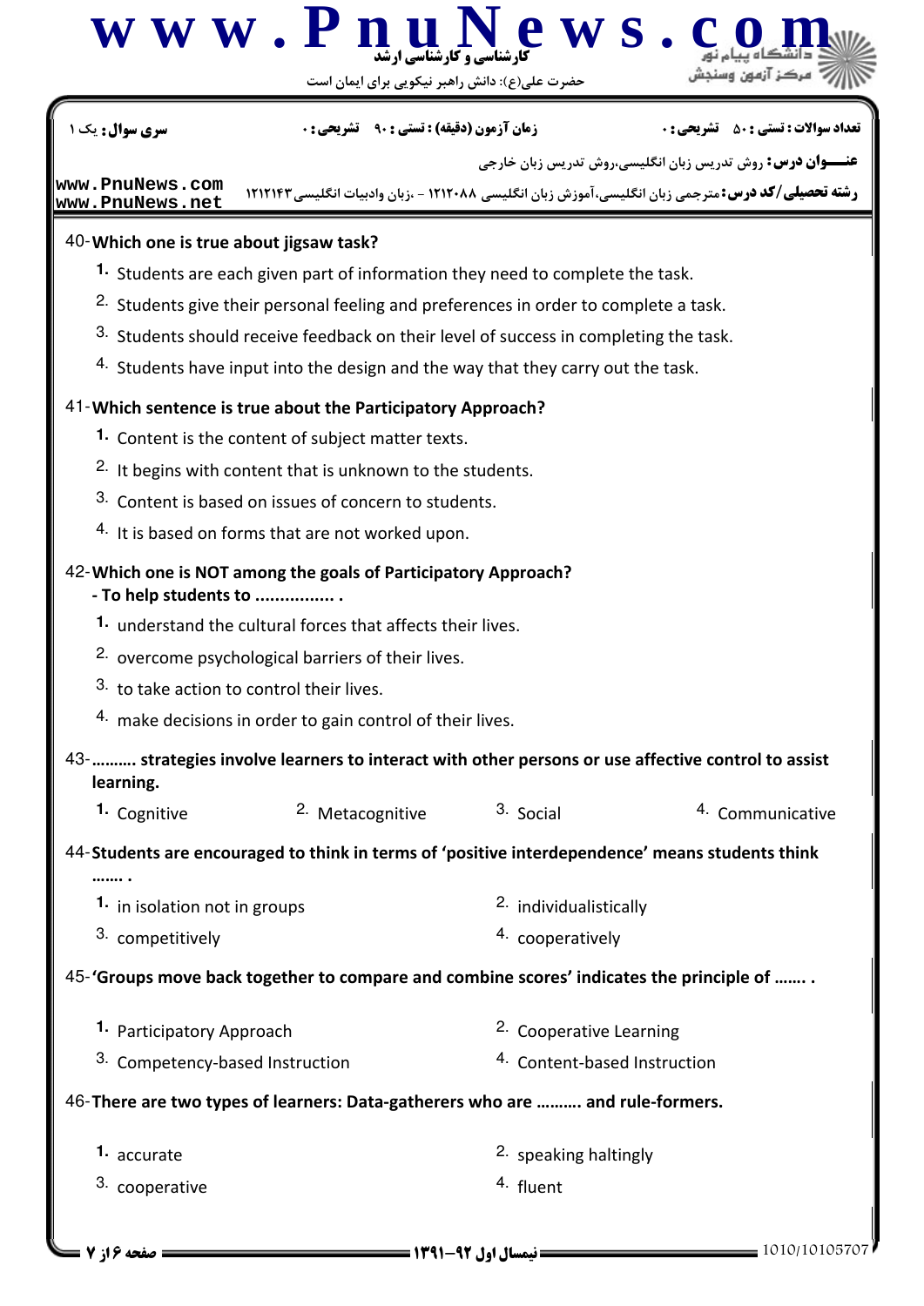40-**Which one is true about jigsaw task?**

1. Students are each given part of information they need to complete the task.
2. Students give their personal feeling and preferences in order to complete a task.
3. Students should receive feedback on their level of success in completing the task.
4. Students have input into the design and the way that they carry out the task.

41-**Which sentence is true about the Participatory Approach?**

1. Content is the content of subject matter texts.
2. It begins with content that is unknown to the students.
3. Content is based on issues of concern to students.
4. It is based on forms that are not worked upon.

42-**Which one is NOT among the goals of Participatory Approach?**
**- To help students to ................ .**

1. understand the cultural forces that affects their lives.
2. overcome psychological barriers of their lives.
3. to take action to control their lives.
4. make decisions in order to gain control of their lives.

43-**.......... strategies involve learners to interact with other persons or use affective control to assist learning.**

1. Cognitive
2. Metacognitive
3. Social
4. Communicative

44-**Students are encouraged to think in terms of 'positive interdependence' means students think ....... .**

1. in isolation not in groups
2. individualistically
3. competitively
4. cooperatively

45-**'Groups move back together to compare and combine scores' indicates the principle of ....... .**

1. Participatory Approach
2. Cooperative Learning
3. Competency-based Instruction
4. Content-based Instruction

46-**There are two types of learners: Data-gatherers who are .......... and rule-formers.**

1. accurate
2. speaking haltingly
3. cooperative
4. fluent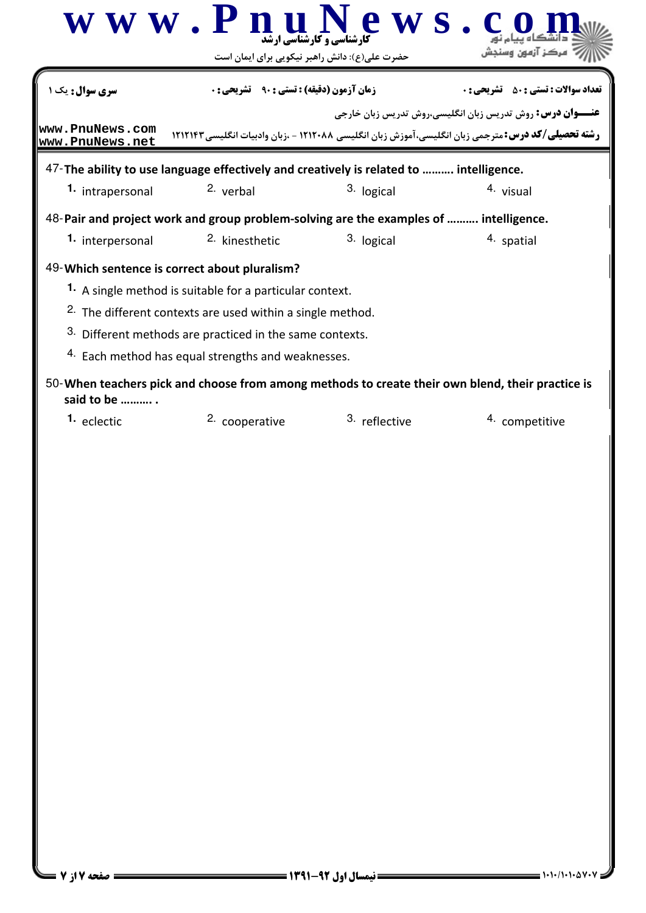47- **The ability to use language effectively and creatively is related to .......... intelligence.**

1. intrapersonal
2. verbal
3. logical
4. visual

48- **Pair and project work and group problem-solving are the examples of .......... intelligence.**

1. interpersonal
2. kinesthetic
3. logical
4. spatial

49- **Which sentence is correct about pluralism?**

1. A single method is suitable for a particular context.
2. The different contexts are used within a single method.
3. Different methods are practiced in the same contexts.
4. Each method has equal strengths and weaknesses.

50- **When teachers pick and choose from among methods to create their own blend, their practice is said to be .......... .**

1. eclectic
2. cooperative
3. reflective
4. competitive